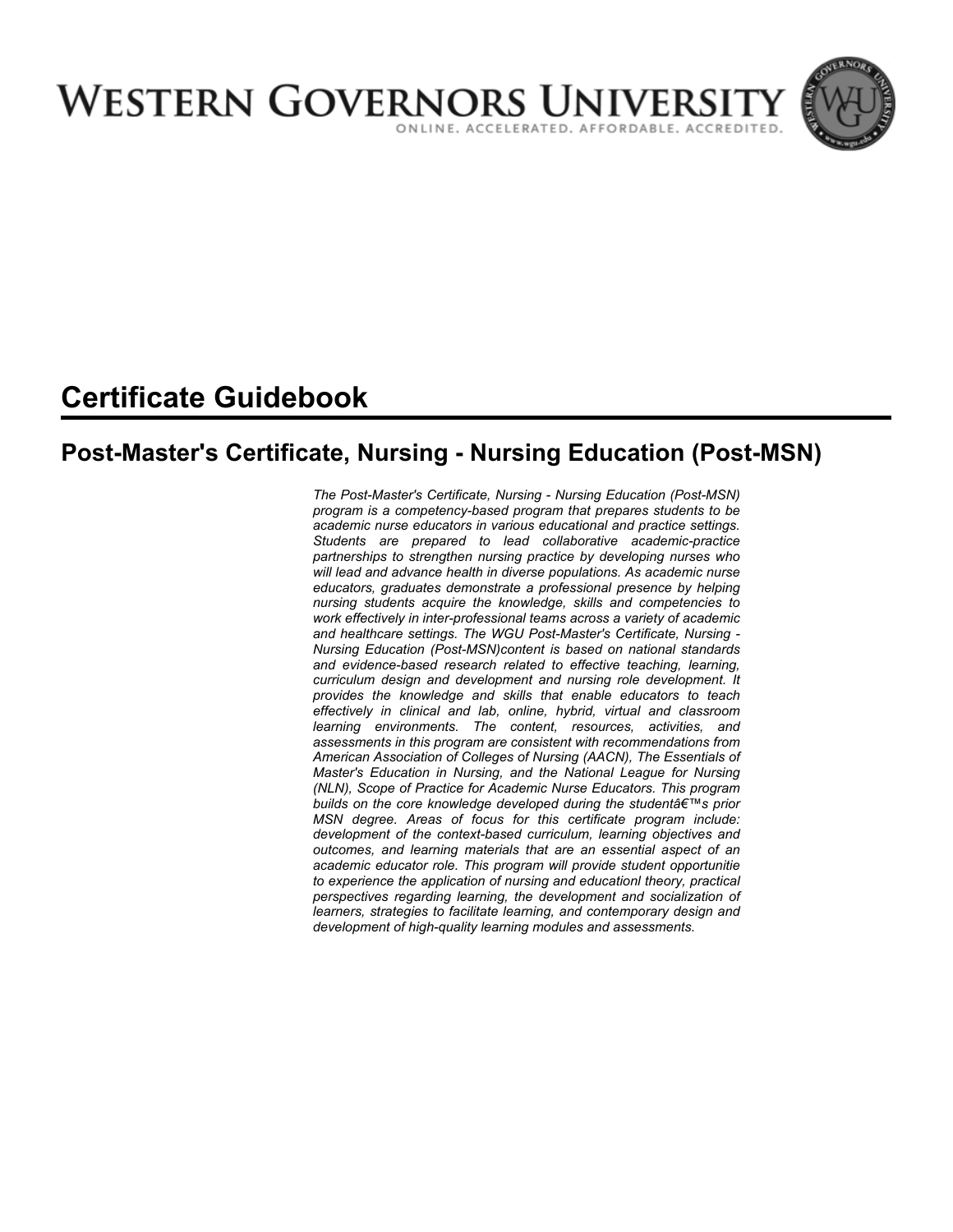# WESTERN GOVERNORS UNIVERSITY

ONLINE. ACCELERATED. AFFORDABLE. ACCREDITED.

# Certificate Guidebook

## Post-Master's Certificate, Nursing - Nursing Education (Post-MSN)

*The Post-Master's Certificate, Nursing - Nursing Education (Post-MSN) program is a competency-based program that prepares students to be academic nurse educators in various educational and practice settings. Students are prepared to lead collaborative academic-practice partnerships to strengthen nursing practice by developing nurses who will lead and advance health in diverse populations. As academic nurse educators, graduates demonstrate a professional presence by helping nursing students acquire the knowledge, skills and competencies to work effectively in inter-professional teams across a variety of academic and healthcare settings. The WGU Post-Master's Certificate, Nursing - Nursing Education (Post-MSN)content is based on national standards and evidence-based research related to effective teaching, learning, curriculum design and development and nursing role development. It provides the knowledge and skills that enable educators to teach effectively in clinical and lab, online, hybrid, virtual and classroom learning environments. The content, resources, activities, and assessments in this program are consistent with recommendations from American Association of Colleges of Nursing (AACN), The Essentials of Master's Education in Nursing, and the National League for Nursing (NLN), Scope of Practice for Academic Nurse Educators. This program builds on the core knowledge developed during the studentâ€™s prior MSN degree. Areas of focus for this certificate program include: development of the context-based curriculum, learning objectives and outcomes, and learning materials that are an essential aspect of an academic educator role. This program will provide student opportunitie to experience the application of nursing and educationl theory, practical perspectives regarding learning, the development and socialization of learners, strategies to facilitate learning, and contemporary design and development of high-quality learning modules and assessments.*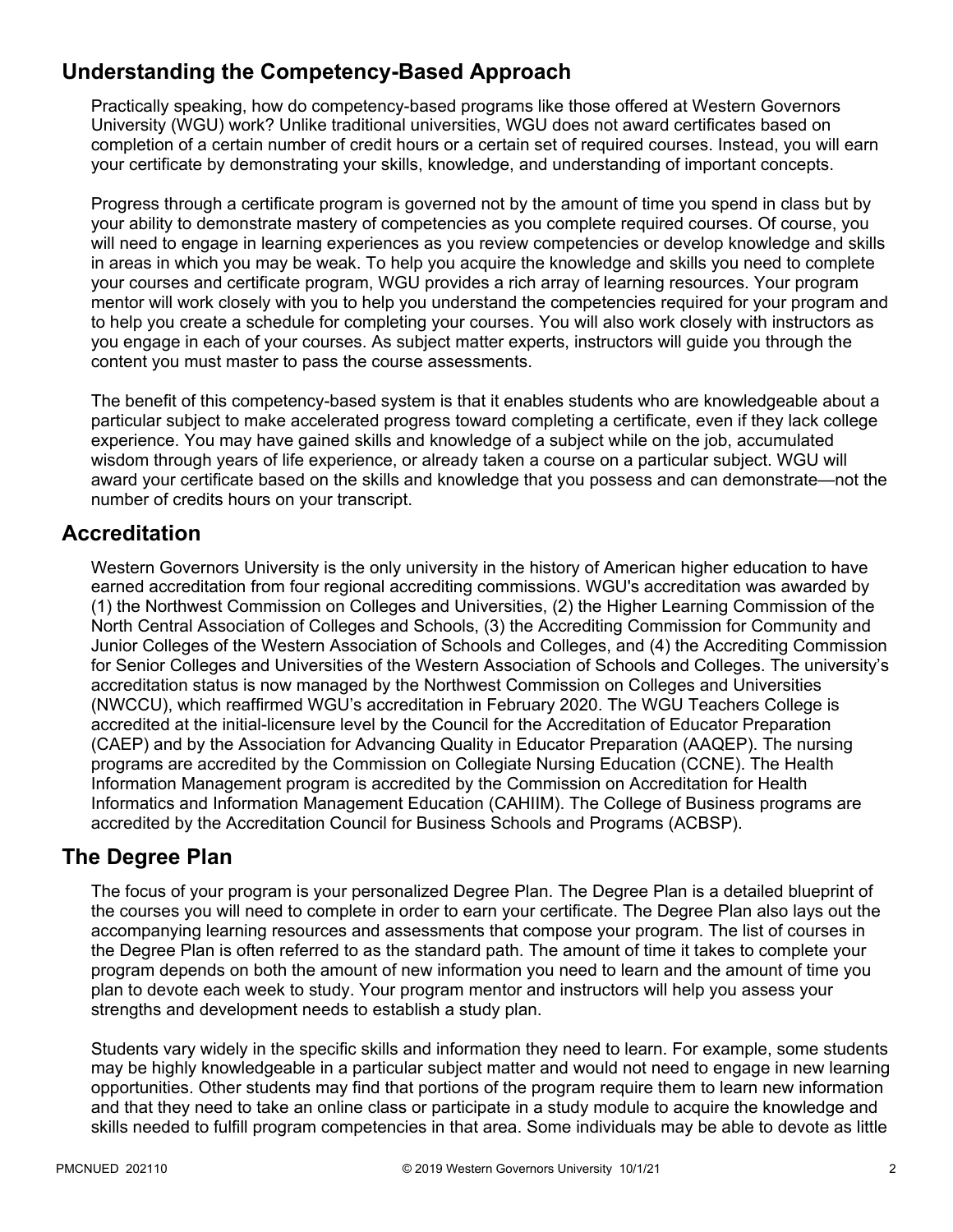## Understanding the Competency-Based Approach

Practically speaking, how do competency-based programs like those offered at Western Governors University (WGU) work? Unlike traditional universities, WGU does not award certificates based on completion of a certain number of credit hours or a certain set of required courses. Instead, you will earn your certificate by demonstrating your skills, knowledge, and understanding of important concepts.

Progress through a certificate program is governed not by the amount of time you spend in class but by your ability to demonstrate mastery of competencies as you complete required courses. Of course, you will need to engage in learning experiences as you review competencies or develop knowledge and skills in areas in which you may be weak. To help you acquire the knowledge and skills you need to complete your courses and certificate program, WGU provides a rich array of learning resources. Your program mentor will work closely with you to help you understand the competencies required for your program and to help you create a schedule for completing your courses. You will also work closely with instructors as you engage in each of your courses. As subject matter experts, instructors will guide you through the content you must master to pass the course assessments.

The benefit of this competency-based system is that it enables students who are knowledgeable about a particular subject to make accelerated progress toward completing a certificate, even if they lack college experience. You may have gained skills and knowledge of a subject while on the job, accumulated wisdom through years of life experience, or already taken a course on a particular subject. WGU will award your certificate based on the skills and knowledge that you possess and can demonstrate—not the number of credits hours on your transcript.

## Accreditation

Western Governors University is the only university in the history of American higher education to have earned accreditation from four regional accrediting commissions. WGU's accreditation was awarded by (1) the Northwest Commission on Colleges and Universities, (2) the Higher Learning Commission of the North Central Association of Colleges and Schools, (3) the Accrediting Commission for Community and Junior Colleges of the Western Association of Schools and Colleges, and (4) the Accrediting Commission for Senior Colleges and Universities of the Western Association of Schools and Colleges. The university's accreditation status is now managed by the Northwest Commission on Colleges and Universities (NWCCU), which reaffirmed WGU's accreditation in February 2020. The WGU Teachers College is accredited at the initial-licensure level by the Council for the Accreditation of Educator Preparation (CAEP) and by the Association for Advancing Quality in Educator Preparation (AAQEP). The nursing programs are accredited by the Commission on Collegiate Nursing Education (CCNE). The Health Information Management program is accredited by the Commission on Accreditation for Health Informatics and Information Management Education (CAHIIM). The College of Business programs are accredited by the Accreditation Council for Business Schools and Programs (ACBSP).

## The Degree Plan

The focus of your program is your personalized Degree Plan. The Degree Plan is a detailed blueprint of the courses you will need to complete in order to earn your certificate. The Degree Plan also lays out the accompanying learning resources and assessments that compose your program. The list of courses in the Degree Plan is often referred to as the standard path. The amount of time it takes to complete your program depends on both the amount of new information you need to learn and the amount of time you plan to devote each week to study. Your program mentor and instructors will help you assess your strengths and development needs to establish a study plan.

Students vary widely in the specific skills and information they need to learn. For example, some students may be highly knowledgeable in a particular subject matter and would not need to engage in new learning opportunities. Other students may find that portions of the program require them to learn new information and that they need to take an online class or participate in a study module to acquire the knowledge and skills needed to fulfill program competencies in that area. Some individuals may be able to devote as little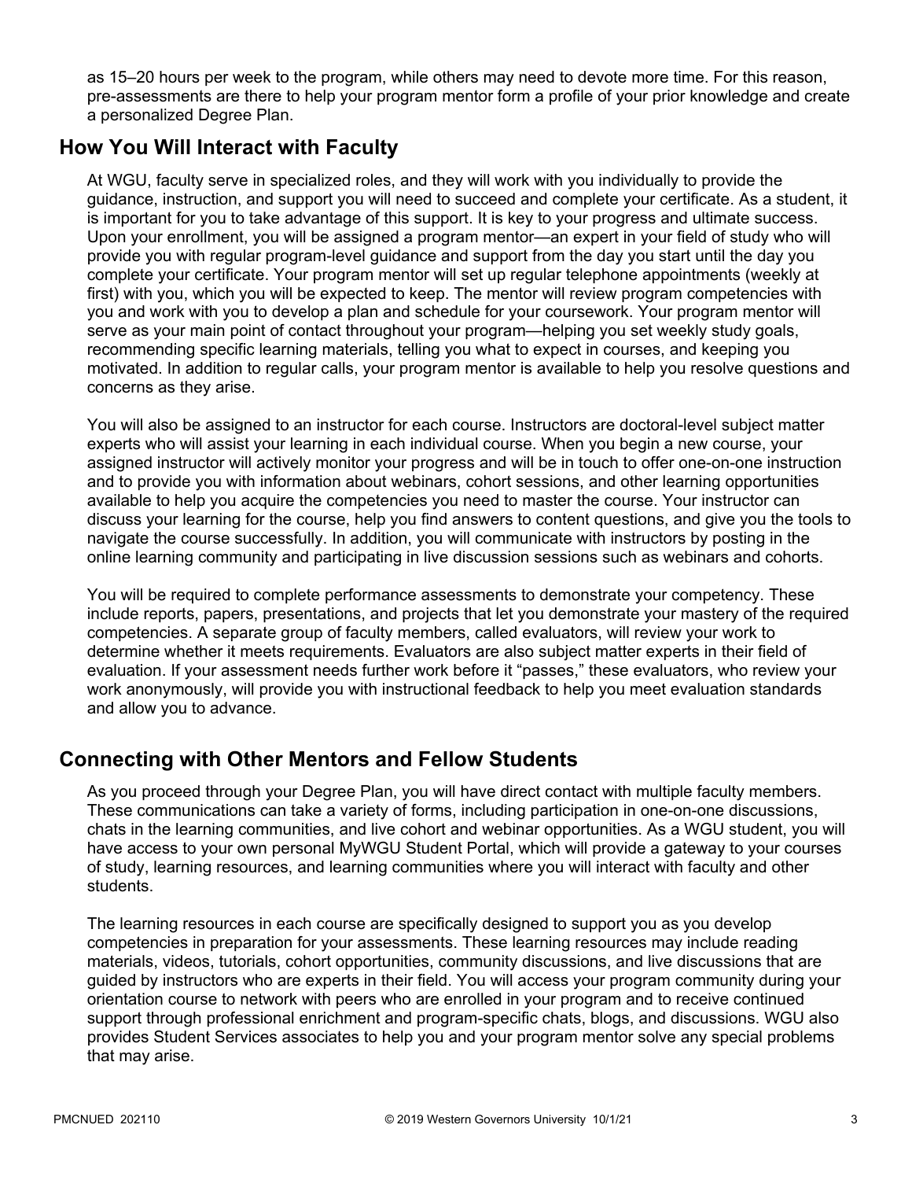as 15–20 hours per week to the program, while others may need to devote more time. For this reason, pre-assessments are there to help your program mentor form a profile of your prior knowledge and create a personalized Degree Plan.

## How You Will Interact with Faculty

At WGU, faculty serve in specialized roles, and they will work with you individually to provide the guidance, instruction, and support you will need to succeed and complete your certificate. As a student, it is important for you to take advantage of this support. It is key to your progress and ultimate success. Upon your enrollment, you will be assigned a program mentor—an expert in your field of study who will provide you with regular program-level guidance and support from the day you start until the day you complete your certificate. Your program mentor will set up regular telephone appointments (weekly at first) with you, which you will be expected to keep. The mentor will review program competencies with you and work with you to develop a plan and schedule for your coursework. Your program mentor will serve as your main point of contact throughout your program—helping you set weekly study goals, recommending specific learning materials, telling you what to expect in courses, and keeping you motivated. In addition to regular calls, your program mentor is available to help you resolve questions and concerns as they arise.

You will also be assigned to an instructor for each course. Instructors are doctoral-level subject matter experts who will assist your learning in each individual course. When you begin a new course, your assigned instructor will actively monitor your progress and will be in touch to offer one-on-one instruction and to provide you with information about webinars, cohort sessions, and other learning opportunities available to help you acquire the competencies you need to master the course. Your instructor can discuss your learning for the course, help you find answers to content questions, and give you the tools to navigate the course successfully. In addition, you will communicate with instructors by posting in the online learning community and participating in live discussion sessions such as webinars and cohorts.

You will be required to complete performance assessments to demonstrate your competency. These include reports, papers, presentations, and projects that let you demonstrate your mastery of the required competencies. A separate group of faculty members, called evaluators, will review your work to determine whether it meets requirements. Evaluators are also subject matter experts in their field of evaluation. If your assessment needs further work before it "passes," these evaluators, who review your work anonymously, will provide you with instructional feedback to help you meet evaluation standards and allow you to advance.

## Connecting with Other Mentors and Fellow Students

As you proceed through your Degree Plan, you will have direct contact with multiple faculty members. These communications can take a variety of forms, including participation in one-on-one discussions, chats in the learning communities, and live cohort and webinar opportunities. As a WGU student, you will have access to your own personal MyWGU Student Portal, which will provide a gateway to your courses of study, learning resources, and learning communities where you will interact with faculty and other students.

The learning resources in each course are specifically designed to support you as you develop competencies in preparation for your assessments. These learning resources may include reading materials, videos, tutorials, cohort opportunities, community discussions, and live discussions that are guided by instructors who are experts in their field. You will access your program community during your orientation course to network with peers who are enrolled in your program and to receive continued support through professional enrichment and program-specific chats, blogs, and discussions. WGU also provides Student Services associates to help you and your program mentor solve any special problems that may arise.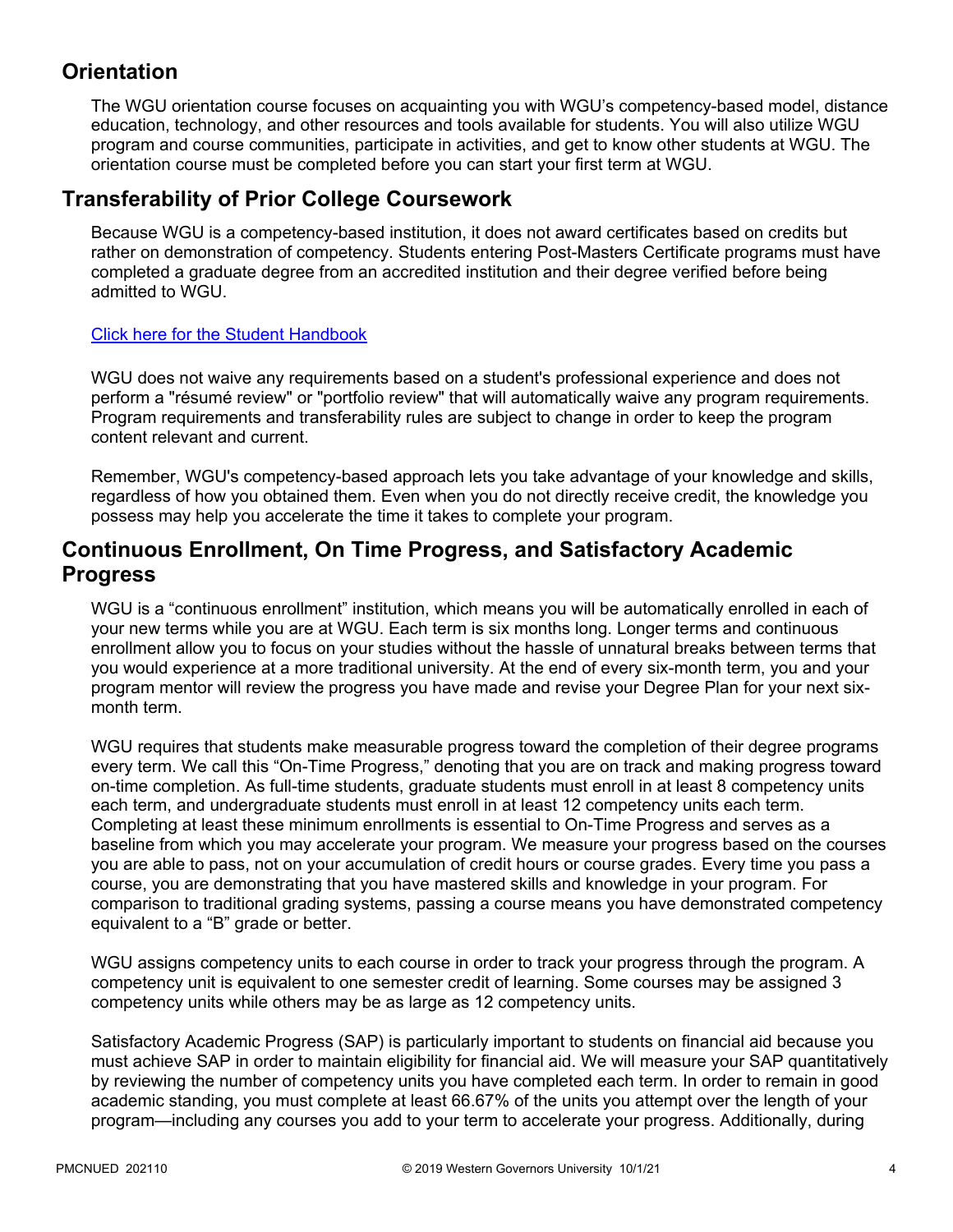## Orientation

The WGU orientation course focuses on acquainting you with WGU's competency-based model, distance education, technology, and other resources and tools available for students. You will also utilize WGU program and course communities, participate in activities, and get to know other students at WGU. The orientation course must be completed before you can start your first term at WGU.

## Transferability of Prior College Coursework

Because WGU is a competency-based institution, it does not award certificates based on credits but rather on demonstration of competency. Students entering Post-Masters Certificate programs must have completed a graduate degree from an accredited institution and their degree verified before being admitted to WGU.

[Click here for the Student Handbook]

WGU does not waive any requirements based on a student's professional experience and does not perform a "résumé review" or "portfolio review" that will automatically waive any program requirements. Program requirements and transferability rules are subject to change in order to keep the program content relevant and current.

Remember, WGU's competency-based approach lets you take advantage of your knowledge and skills, regardless of how you obtained them. Even when you do not directly receive credit, the knowledge you possess may help you accelerate the time it takes to complete your program.

## Continuous Enrollment, On Time Progress, and Satisfactory Academic Progress

WGU is a "continuous enrollment" institution, which means you will be automatically enrolled in each of your new terms while you are at WGU. Each term is six months long. Longer terms and continuous enrollment allow you to focus on your studies without the hassle of unnatural breaks between terms that you would experience at a more traditional university. At the end of every six-month term, you and your program mentor will review the progress you have made and revise your Degree Plan for your next six-month term.

WGU requires that students make measurable progress toward the completion of their degree programs every term. We call this "On-Time Progress," denoting that you are on track and making progress toward on-time completion. As full-time students, graduate students must enroll in at least 8 competency units each term, and undergraduate students must enroll in at least 12 competency units each term. Completing at least these minimum enrollments is essential to On-Time Progress and serves as a baseline from which you may accelerate your program. We measure your progress based on the courses you are able to pass, not on your accumulation of credit hours or course grades. Every time you pass a course, you are demonstrating that you have mastered skills and knowledge in your program. For comparison to traditional grading systems, passing a course means you have demonstrated competency equivalent to a "B" grade or better.

WGU assigns competency units to each course in order to track your progress through the program. A competency unit is equivalent to one semester credit of learning. Some courses may be assigned 3 competency units while others may be as large as 12 competency units.

Satisfactory Academic Progress (SAP) is particularly important to students on financial aid because you must achieve SAP in order to maintain eligibility for financial aid. We will measure your SAP quantitatively by reviewing the number of competency units you have completed each term. In order to remain in good academic standing, you must complete at least 66.67% of the units you attempt over the length of your program—including any courses you add to your term to accelerate your progress. Additionally, during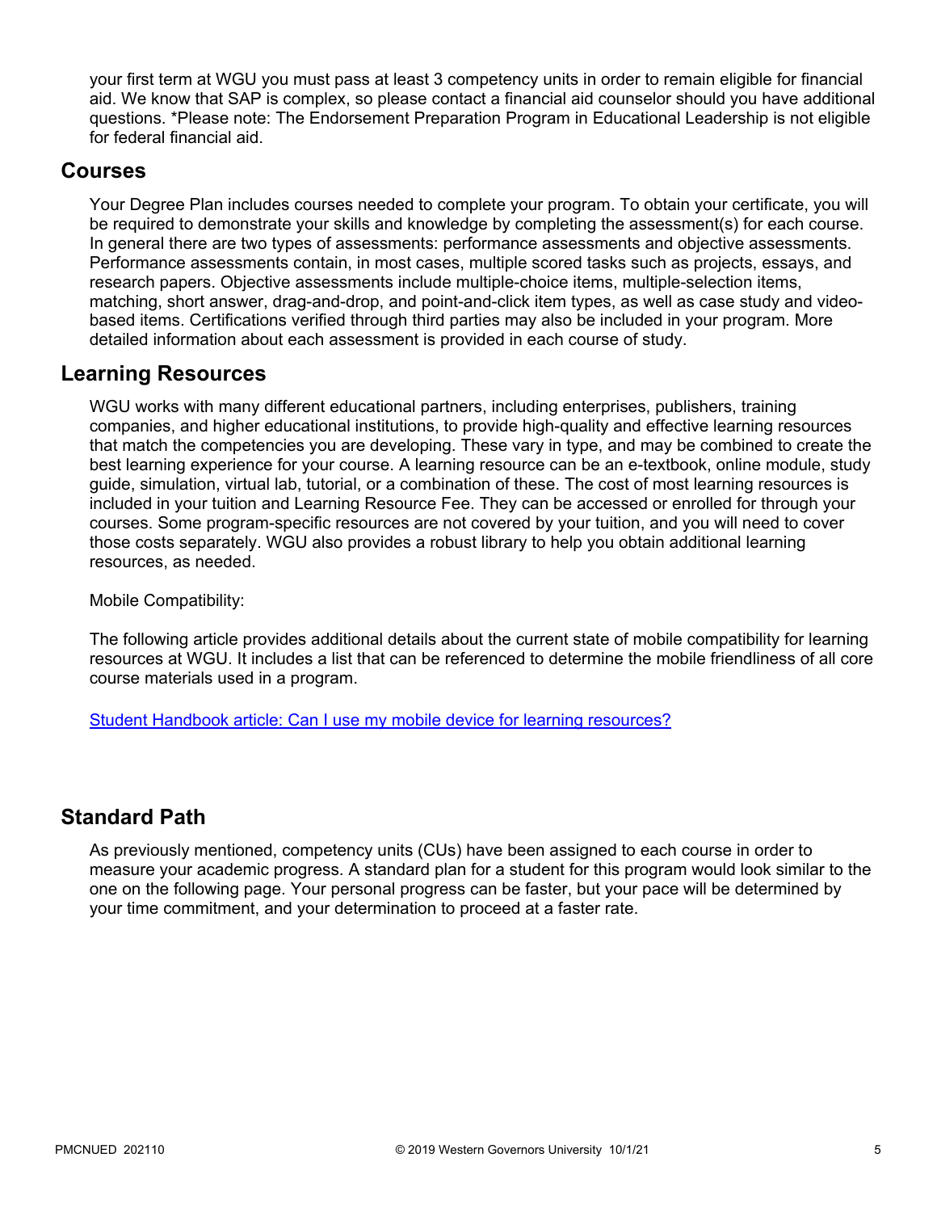your first term at WGU you must pass at least 3 competency units in order to remain eligible for financial aid. We know that SAP is complex, so please contact a financial aid counselor should you have additional questions. *Please note: The Endorsement Preparation Program in Educational Leadership is not eligible for federal financial aid.

## Courses

Your Degree Plan includes courses needed to complete your program. To obtain your certificate, you will be required to demonstrate your skills and knowledge by completing the assessment(s) for each course. In general there are two types of assessments: performance assessments and objective assessments. Performance assessments contain, in most cases, multiple scored tasks such as projects, essays, and research papers. Objective assessments include multiple-choice items, multiple-selection items, matching, short answer, drag-and-drop, and point-and-click item types, as well as case study and video-based items. Certifications verified through third parties may also be included in your program. More detailed information about each assessment is provided in each course of study.

## Learning Resources

WGU works with many different educational partners, including enterprises, publishers, training companies, and higher educational institutions, to provide high-quality and effective learning resources that match the competencies you are developing. These vary in type, and may be combined to create the best learning experience for your course. A learning resource can be an e-textbook, online module, study guide, simulation, virtual lab, tutorial, or a combination of these. The cost of most learning resources is included in your tuition and Learning Resource Fee. They can be accessed or enrolled for through your courses. Some program-specific resources are not covered by your tuition, and you will need to cover those costs separately. WGU also provides a robust library to help you obtain additional learning resources, as needed.

Mobile Compatibility:

The following article provides additional details about the current state of mobile compatibility for learning resources at WGU. It includes a list that can be referenced to determine the mobile friendliness of all core course materials used in a program.

Student Handbook article: Can I use my mobile device for learning resources?

## Standard Path

As previously mentioned, competency units (CUs) have been assigned to each course in order to measure your academic progress. A standard plan for a student for this program would look similar to the one on the following page. Your personal progress can be faster, but your pace will be determined by your time commitment, and your determination to proceed at a faster rate.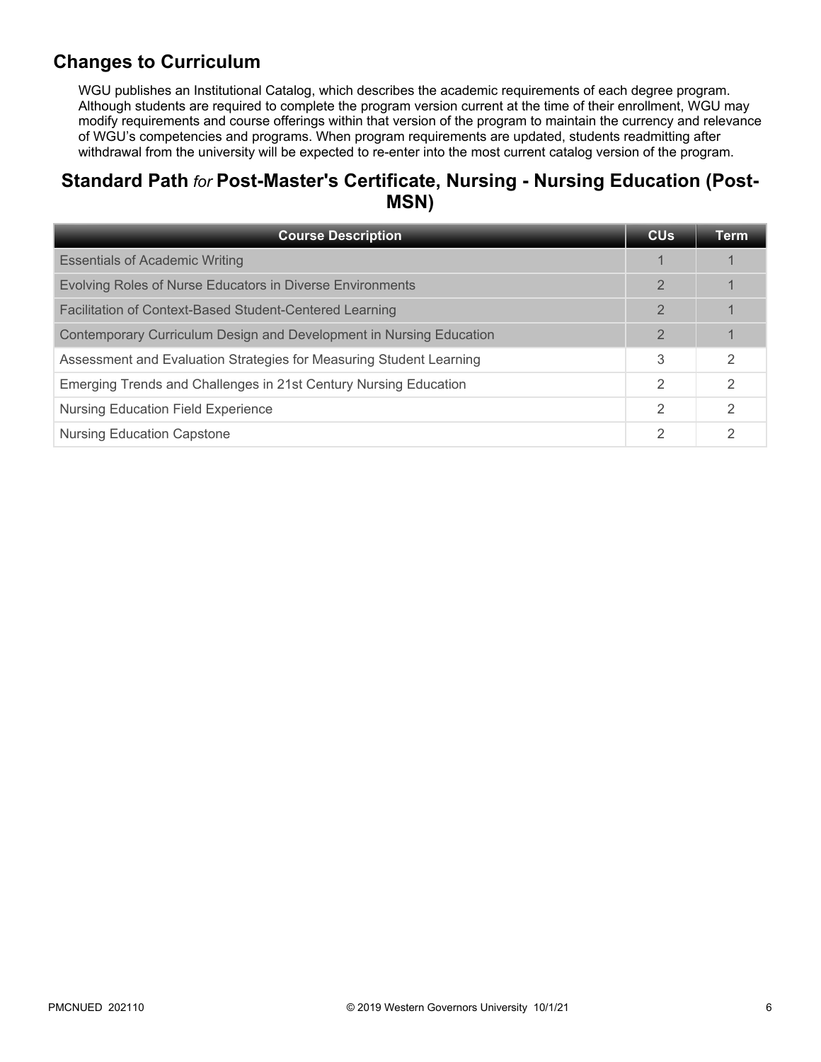## Changes to Curriculum

WGU publishes an Institutional Catalog, which describes the academic requirements of each degree program. Although students are required to complete the program version current at the time of their enrollment, WGU may modify requirements and course offerings within that version of the program to maintain the currency and relevance of WGU's competencies and programs. When program requirements are updated, students readmitting after withdrawal from the university will be expected to re-enter into the most current catalog version of the program.

## Standard Path *for* Post-Master's Certificate, Nursing - Nursing Education (Post-MSN)

| Course Description | CUs | Term |
|---|---|---|
| Essentials of Academic Writing | 1 | 1 |
| Evolving Roles of Nurse Educators in Diverse Environments | 2 | 1 |
| Facilitation of Context-Based Student-Centered Learning | 2 | 1 |
| Contemporary Curriculum Design and Development in Nursing Education | 2 | 1 |
| Assessment and Evaluation Strategies for Measuring Student Learning | 3 | 2 |
| Emerging Trends and Challenges in 21st Century Nursing Education | 2 | 2 |
| Nursing Education Field Experience | 2 | 2 |
| Nursing Education Capstone | 2 | 2 |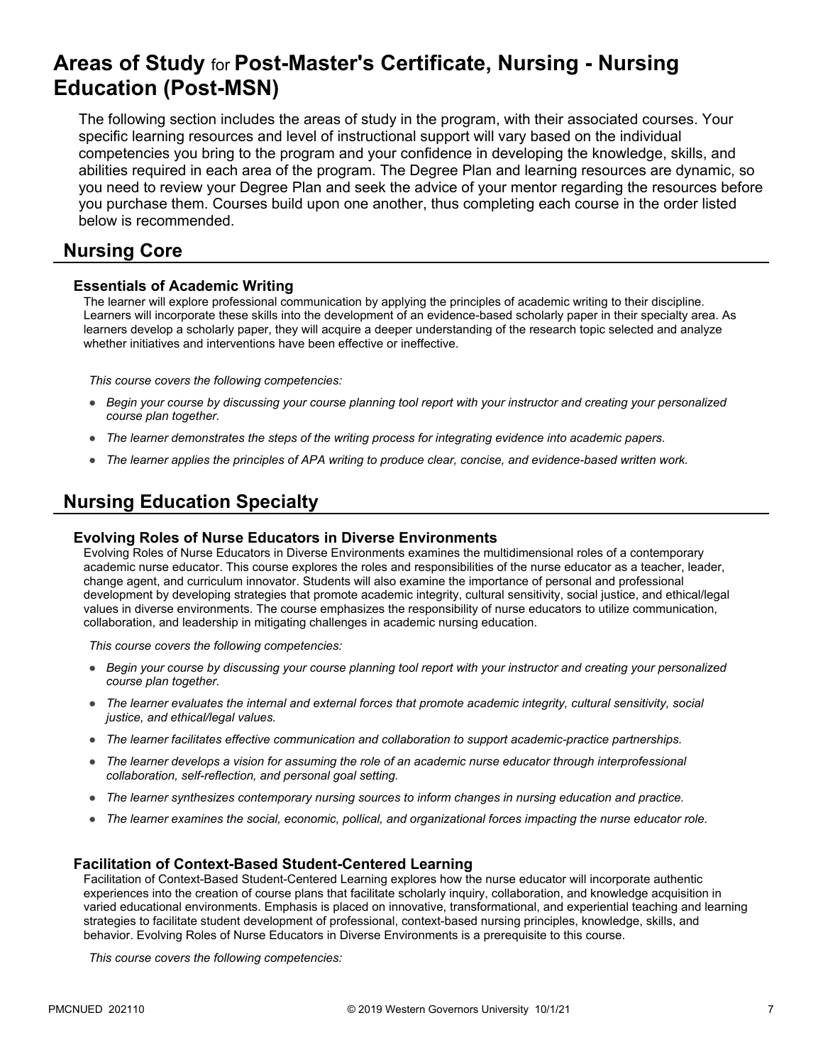# Areas of Study for Post-Master's Certificate, Nursing - Nursing Education (Post-MSN)

The following section includes the areas of study in the program, with their associated courses. Your specific learning resources and level of instructional support will vary based on the individual competencies you bring to the program and your confidence in developing the knowledge, skills, and abilities required in each area of the program. The Degree Plan and learning resources are dynamic, so you need to review your Degree Plan and seek the advice of your mentor regarding the resources before you purchase them. Courses build upon one another, thus completing each course in the order listed below is recommended.

## Nursing Core

### Essentials of Academic Writing

The learner will explore professional communication by applying the principles of academic writing to their discipline. Learners will incorporate these skills into the development of an evidence-based scholarly paper in their specialty area. As learners develop a scholarly paper, they will acquire a deeper understanding of the research topic selected and analyze whether initiatives and interventions have been effective or ineffective.

*This course covers the following competencies:*

- *Begin your course by discussing your course planning tool report with your instructor and creating your personalized course plan together.*
- *The learner demonstrates the steps of the writing process for integrating evidence into academic papers.*
- *The learner applies the principles of APA writing to produce clear, concise, and evidence-based written work.*

## Nursing Education Specialty

### Evolving Roles of Nurse Educators in Diverse Environments

Evolving Roles of Nurse Educators in Diverse Environments examines the multidimensional roles of a contemporary academic nurse educator. This course explores the roles and responsibilities of the nurse educator as a teacher, leader, change agent, and curriculum innovator. Students will also examine the importance of personal and professional development by developing strategies that promote academic integrity, cultural sensitivity, social justice, and ethical/legal values in diverse environments. The course emphasizes the responsibility of nurse educators to utilize communication, collaboration, and leadership in mitigating challenges in academic nursing education.

*This course covers the following competencies:*

- *Begin your course by discussing your course planning tool report with your instructor and creating your personalized course plan together.*
- *The learner evaluates the internal and external forces that promote academic integrity, cultural sensitivity, social justice, and ethical/legal values.*
- *The learner facilitates effective communication and collaboration to support academic-practice partnerships.*
- *The learner develops a vision for assuming the role of an academic nurse educator through interprofessional collaboration, self-reflection, and personal goal setting.*
- *The learner synthesizes contemporary nursing sources to inform changes in nursing education and practice.*
- *The learner examines the social, economic, pollical, and organizational forces impacting the nurse educator role.*

### Facilitation of Context-Based Student-Centered Learning

Facilitation of Context-Based Student-Centered Learning explores how the nurse educator will incorporate authentic experiences into the creation of course plans that facilitate scholarly inquiry, collaboration, and knowledge acquisition in varied educational environments. Emphasis is placed on innovative, transformational, and experiential teaching and learning strategies to facilitate student development of professional, context-based nursing principles, knowledge, skills, and behavior. Evolving Roles of Nurse Educators in Diverse Environments is a prerequisite to this course.

*This course covers the following competencies:*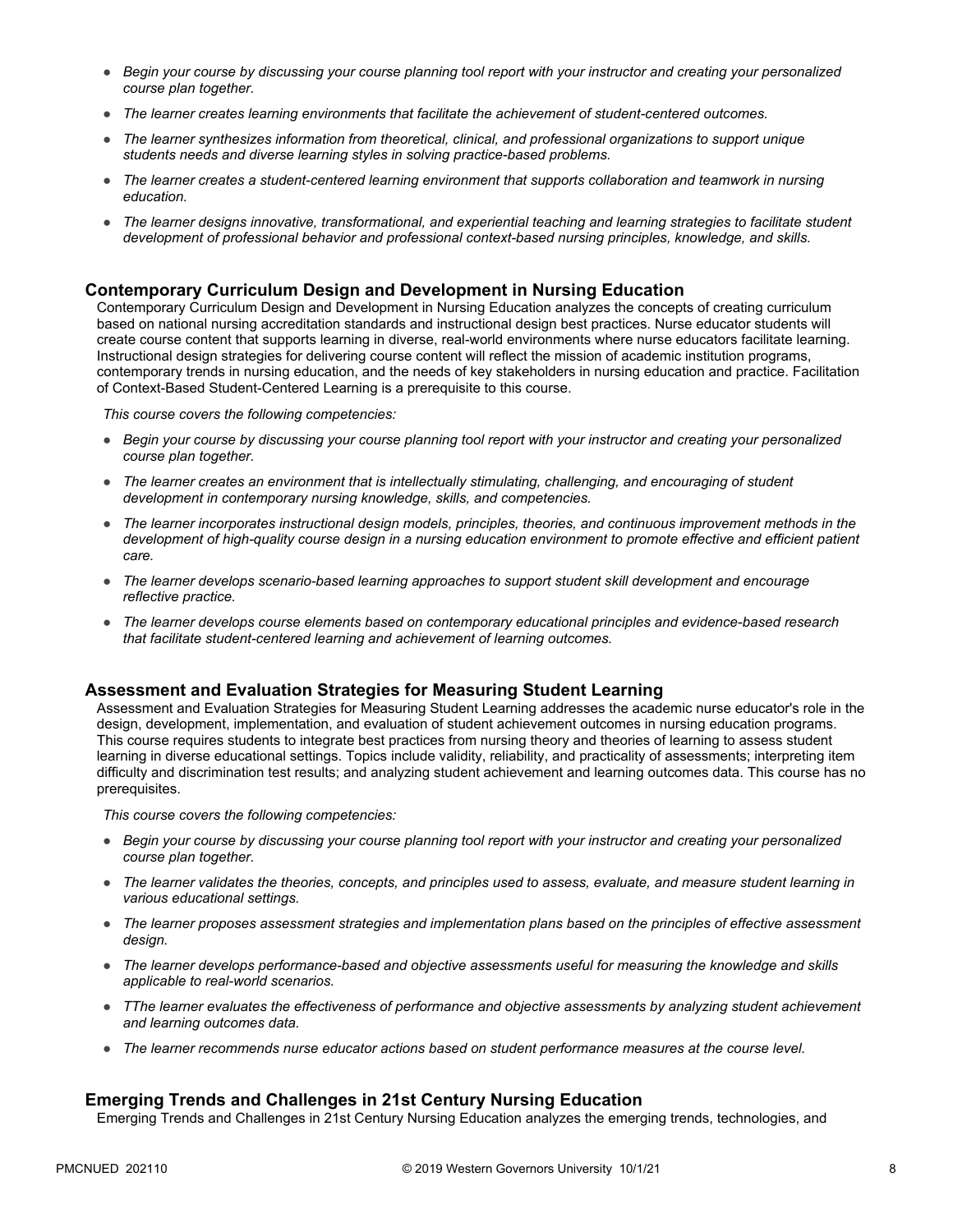- *Begin your course by discussing your course planning tool report with your instructor and creating your personalized course plan together.*
- *The learner creates learning environments that facilitate the achievement of student-centered outcomes.*
- *The learner synthesizes information from theoretical, clinical, and professional organizations to support unique students needs and diverse learning styles in solving practice-based problems.*
- *The learner creates a student-centered learning environment that supports collaboration and teamwork in nursing education.*
- *The learner designs innovative, transformational, and experiential teaching and learning strategies to facilitate student development of professional behavior and professional context-based nursing principles, knowledge, and skills.*

### Contemporary Curriculum Design and Development in Nursing Education

Contemporary Curriculum Design and Development in Nursing Education analyzes the concepts of creating curriculum based on national nursing accreditation standards and instructional design best practices. Nurse educator students will create course content that supports learning in diverse, real-world environments where nurse educators facilitate learning. Instructional design strategies for delivering course content will reflect the mission of academic institution programs, contemporary trends in nursing education, and the needs of key stakeholders in nursing education and practice. Facilitation of Context-Based Student-Centered Learning is a prerequisite to this course.

*This course covers the following competencies:*

- *Begin your course by discussing your course planning tool report with your instructor and creating your personalized course plan together.*
- *The learner creates an environment that is intellectually stimulating, challenging, and encouraging of student development in contemporary nursing knowledge, skills, and competencies.*
- *The learner incorporates instructional design models, principles, theories, and continuous improvement methods in the development of high-quality course design in a nursing education environment to promote effective and efficient patient care.*
- *The learner develops scenario-based learning approaches to support student skill development and encourage reflective practice.*
- *The learner develops course elements based on contemporary educational principles and evidence-based research that facilitate student-centered learning and achievement of learning outcomes.*

### Assessment and Evaluation Strategies for Measuring Student Learning

Assessment and Evaluation Strategies for Measuring Student Learning addresses the academic nurse educator's role in the design, development, implementation, and evaluation of student achievement outcomes in nursing education programs. This course requires students to integrate best practices from nursing theory and theories of learning to assess student learning in diverse educational settings. Topics include validity, reliability, and practicality of assessments; interpreting item difficulty and discrimination test results; and analyzing student achievement and learning outcomes data. This course has no prerequisites.

*This course covers the following competencies:*

- *Begin your course by discussing your course planning tool report with your instructor and creating your personalized course plan together.*
- *The learner validates the theories, concepts, and principles used to assess, evaluate, and measure student learning in various educational settings.*
- *The learner proposes assessment strategies and implementation plans based on the principles of effective assessment design.*
- *The learner develops performance-based and objective assessments useful for measuring the knowledge and skills applicable to real-world scenarios.*
- *TThe learner evaluates the effectiveness of performance and objective assessments by analyzing student achievement and learning outcomes data.*
- *The learner recommends nurse educator actions based on student performance measures at the course level.*

### Emerging Trends and Challenges in 21st Century Nursing Education

Emerging Trends and Challenges in 21st Century Nursing Education analyzes the emerging trends, technologies, and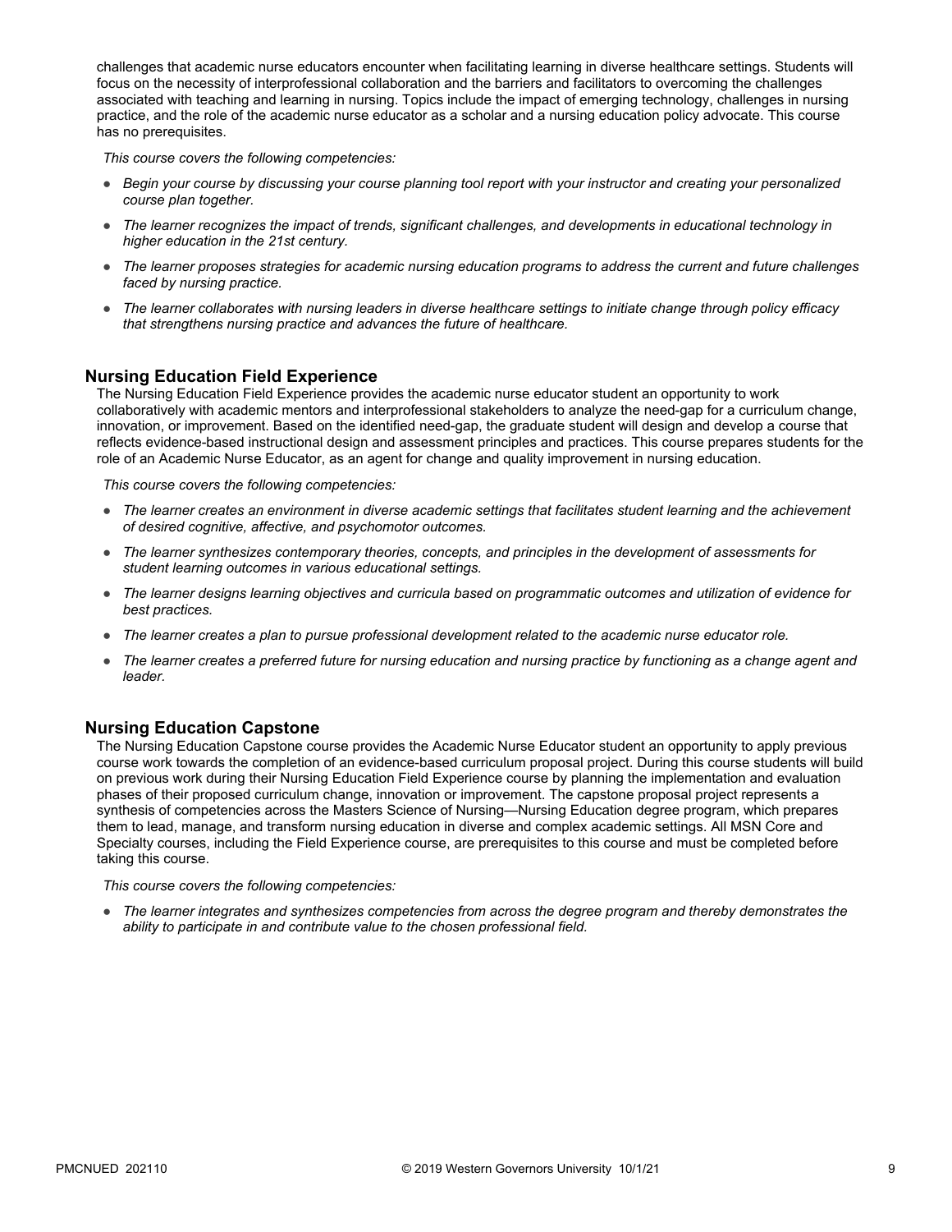challenges that academic nurse educators encounter when facilitating learning in diverse healthcare settings. Students will focus on the necessity of interprofessional collaboration and the barriers and facilitators to overcoming the challenges associated with teaching and learning in nursing. Topics include the impact of emerging technology, challenges in nursing practice, and the role of the academic nurse educator as a scholar and a nursing education policy advocate. This course has no prerequisites.

*This course covers the following competencies:*

- *Begin your course by discussing your course planning tool report with your instructor and creating your personalized course plan together.*
- *The learner recognizes the impact of trends, significant challenges, and developments in educational technology in higher education in the 21st century.*
- *The learner proposes strategies for academic nursing education programs to address the current and future challenges faced by nursing practice.*
- *The learner collaborates with nursing leaders in diverse healthcare settings to initiate change through policy efficacy that strengthens nursing practice and advances the future of healthcare.*

### Nursing Education Field Experience

The Nursing Education Field Experience provides the academic nurse educator student an opportunity to work collaboratively with academic mentors and interprofessional stakeholders to analyze the need-gap for a curriculum change, innovation, or improvement. Based on the identified need-gap, the graduate student will design and develop a course that reflects evidence-based instructional design and assessment principles and practices. This course prepares students for the role of an Academic Nurse Educator, as an agent for change and quality improvement in nursing education.

*This course covers the following competencies:*

- *The learner creates an environment in diverse academic settings that facilitates student learning and the achievement of desired cognitive, affective, and psychomotor outcomes.*
- *The learner synthesizes contemporary theories, concepts, and principles in the development of assessments for student learning outcomes in various educational settings.*
- *The learner designs learning objectives and curricula based on programmatic outcomes and utilization of evidence for best practices.*
- *The learner creates a plan to pursue professional development related to the academic nurse educator role.*
- *The learner creates a preferred future for nursing education and nursing practice by functioning as a change agent and leader.*

### Nursing Education Capstone

The Nursing Education Capstone course provides the Academic Nurse Educator student an opportunity to apply previous course work towards the completion of an evidence-based curriculum proposal project. During this course students will build on previous work during their Nursing Education Field Experience course by planning the implementation and evaluation phases of their proposed curriculum change, innovation or improvement. The capstone proposal project represents a synthesis of competencies across the Masters Science of Nursing—Nursing Education degree program, which prepares them to lead, manage, and transform nursing education in diverse and complex academic settings. All MSN Core and Specialty courses, including the Field Experience course, are prerequisites to this course and must be completed before taking this course.

*This course covers the following competencies:*

- *The learner integrates and synthesizes competencies from across the degree program and thereby demonstrates the ability to participate in and contribute value to the chosen professional field.*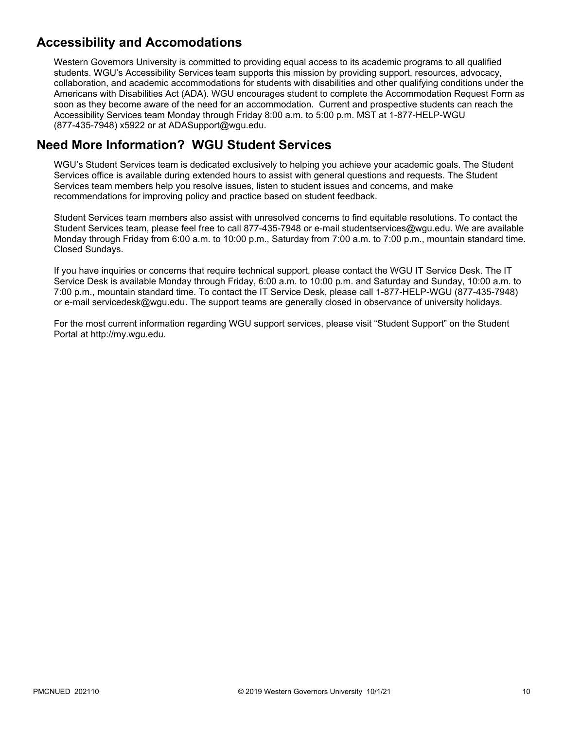## Accessibility and Accomodations

Western Governors University is committed to providing equal access to its academic programs to all qualified students. WGU's Accessibility Services team supports this mission by providing support, resources, advocacy, collaboration, and academic accommodations for students with disabilities and other qualifying conditions under the Americans with Disabilities Act (ADA). WGU encourages student to complete the Accommodation Request Form as soon as they become aware of the need for an accommodation. Current and prospective students can reach the Accessibility Services team Monday through Friday 8:00 a.m. to 5:00 p.m. MST at 1-877-HELP-WGU (877-435-7948) x5922 or at ADASupport@wgu.edu.

## Need More Information? WGU Student Services

WGU's Student Services team is dedicated exclusively to helping you achieve your academic goals. The Student Services office is available during extended hours to assist with general questions and requests. The Student Services team members help you resolve issues, listen to student issues and concerns, and make recommendations for improving policy and practice based on student feedback.

Student Services team members also assist with unresolved concerns to find equitable resolutions. To contact the Student Services team, please feel free to call 877-435-7948 or e-mail studentservices@wgu.edu. We are available Monday through Friday from 6:00 a.m. to 10:00 p.m., Saturday from 7:00 a.m. to 7:00 p.m., mountain standard time. Closed Sundays.

If you have inquiries or concerns that require technical support, please contact the WGU IT Service Desk. The IT Service Desk is available Monday through Friday, 6:00 a.m. to 10:00 p.m. and Saturday and Sunday, 10:00 a.m. to 7:00 p.m., mountain standard time. To contact the IT Service Desk, please call 1-877-HELP-WGU (877-435-7948) or e-mail servicedesk@wgu.edu. The support teams are generally closed in observance of university holidays.

For the most current information regarding WGU support services, please visit "Student Support" on the Student Portal at http://my.wgu.edu.